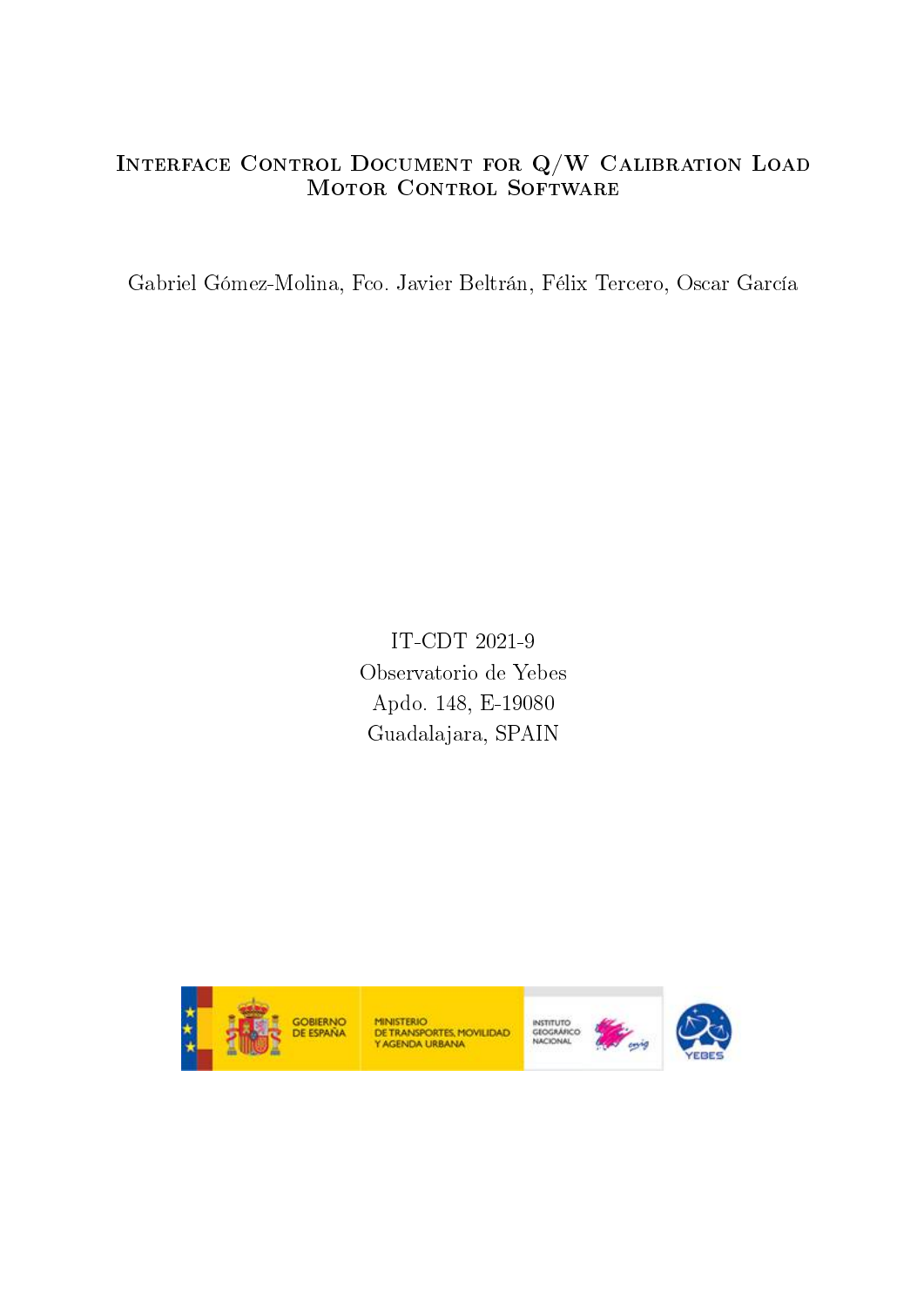# Interface Control Document for Q/W Calibration Load Motor Control Software

Gabriel Gómez-Molina, Fco. Javier Beltrán, Félix Tercero, Oscar García

IT-CDT 2021-9
Observatorio de Yebes
Apdo. 148, E-19080
Guadalajara, SPAIN

GOBIERNO DE ESPAÑA | MINISTERIO DE TRANSPORTES, MOVILIDAD Y AGENDA URBANA | INSTITUTO GEOGRÁFICO NACIONAL | YEBES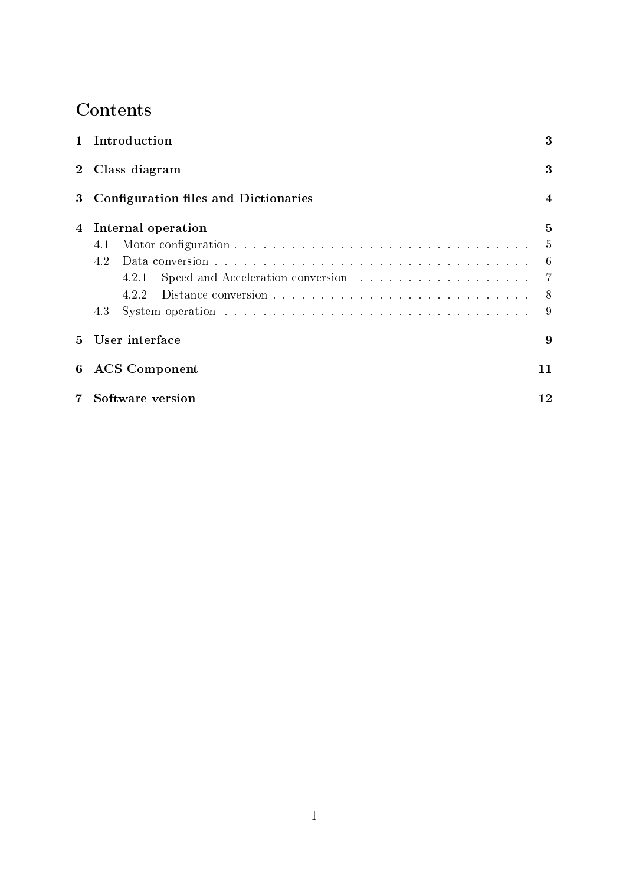# Contents

**1 Introduction** **3**

**2 Class diagram** **3**

**3 Configuration files and Dictionaries** **4**

**4 Internal operation** **5**

- 4.1 Motor configuration . . . . . . . . . . . . . . . . . . . . . . . . . . . . . . . . . 5
- 4.2 Data conversion . . . . . . . . . . . . . . . . . . . . . . . . . . . . . . . . . . . 6
  - 4.2.1 Speed and Acceleration conversion . . . . . . . . . . . . . . . . . . . 7
  - 4.2.2 Distance conversion . . . . . . . . . . . . . . . . . . . . . . . . . . . . 8
- 4.3 System operation . . . . . . . . . . . . . . . . . . . . . . . . . . . . . . . . . . 9

**5 User interface** **9**

**6 ACS Component** **11**

**7 Software version** **12**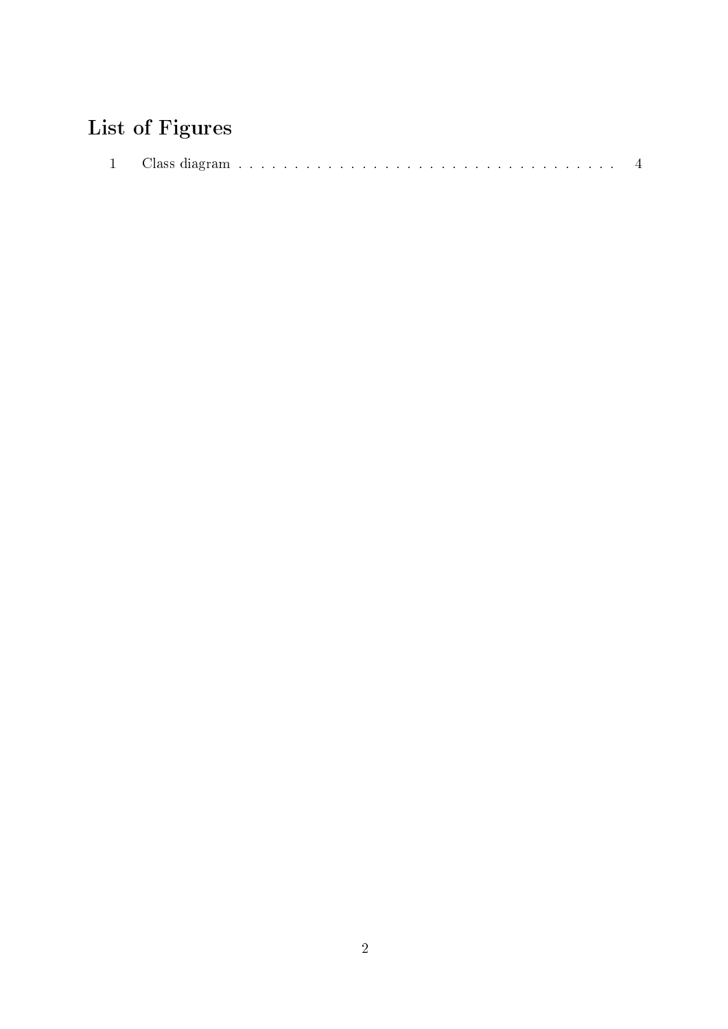# List of Figures

1 Class diagram . . . . . . . . . . . . . . . . . . . . . . . . . . . . . . . . . . 4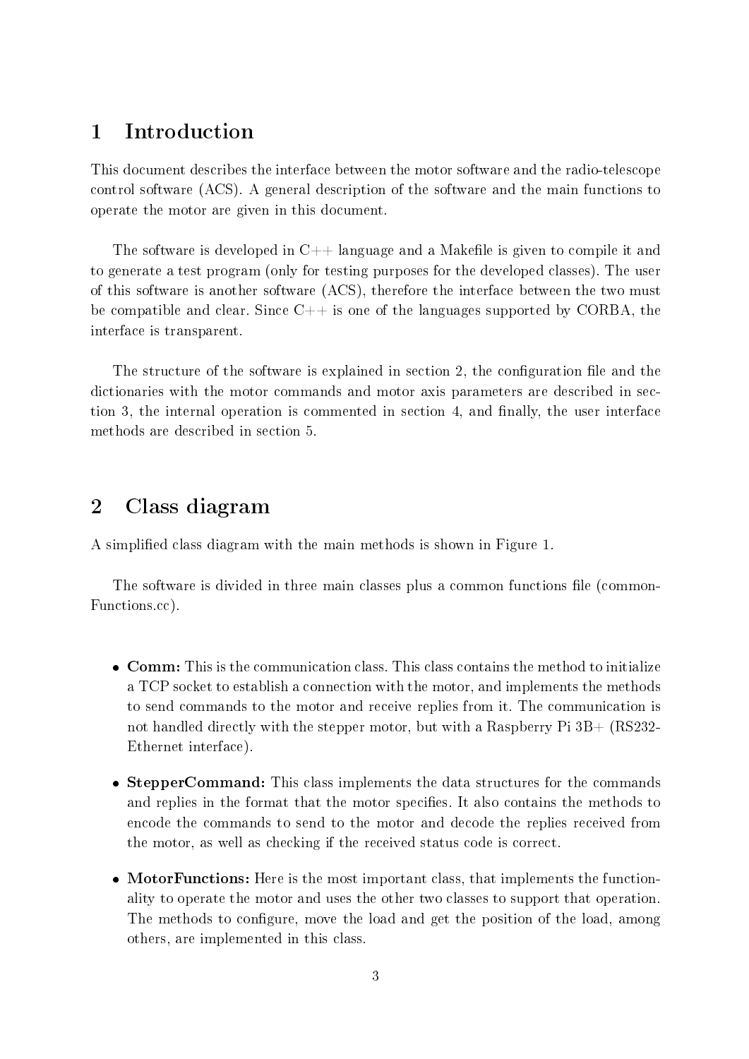# 1 Introduction

This document describes the interface between the motor software and the radio-telescope control software (ACS). A general description of the software and the main functions to operate the motor are given in this document.

The software is developed in C++ language and a Makefile is given to compile it and to generate a test program (only for testing purposes for the developed classes). The user of this software is another software (ACS), therefore the interface between the two must be compatible and clear. Since C++ is one of the languages supported by CORBA, the interface is transparent.

The structure of the software is explained in section 2, the configuration file and the dictionaries with the motor commands and motor axis parameters are described in section 3, the internal operation is commented in section 4, and finally, the user interface methods are described in section 5.

# 2 Class diagram

A simplified class diagram with the main methods is shown in Figure 1.

The software is divided in three main classes plus a common functions file (commonFunctions.cc).

- **Comm:** This is the communication class. This class contains the method to initialize a TCP socket to establish a connection with the motor, and implements the methods to send commands to the motor and receive replies from it. The communication is not handled directly with the stepper motor, but with a Raspberry Pi 3B+ (RS232-Ethernet interface).
- **StepperCommand:** This class implements the data structures for the commands and replies in the format that the motor specifies. It also contains the methods to encode the commands to send to the motor and decode the replies received from the motor, as well as checking if the received status code is correct.
- **MotorFunctions:** Here is the most important class, that implements the functionality to operate the motor and uses the other two classes to support that operation. The methods to configure, move the load and get the position of the load, among others, are implemented in this class.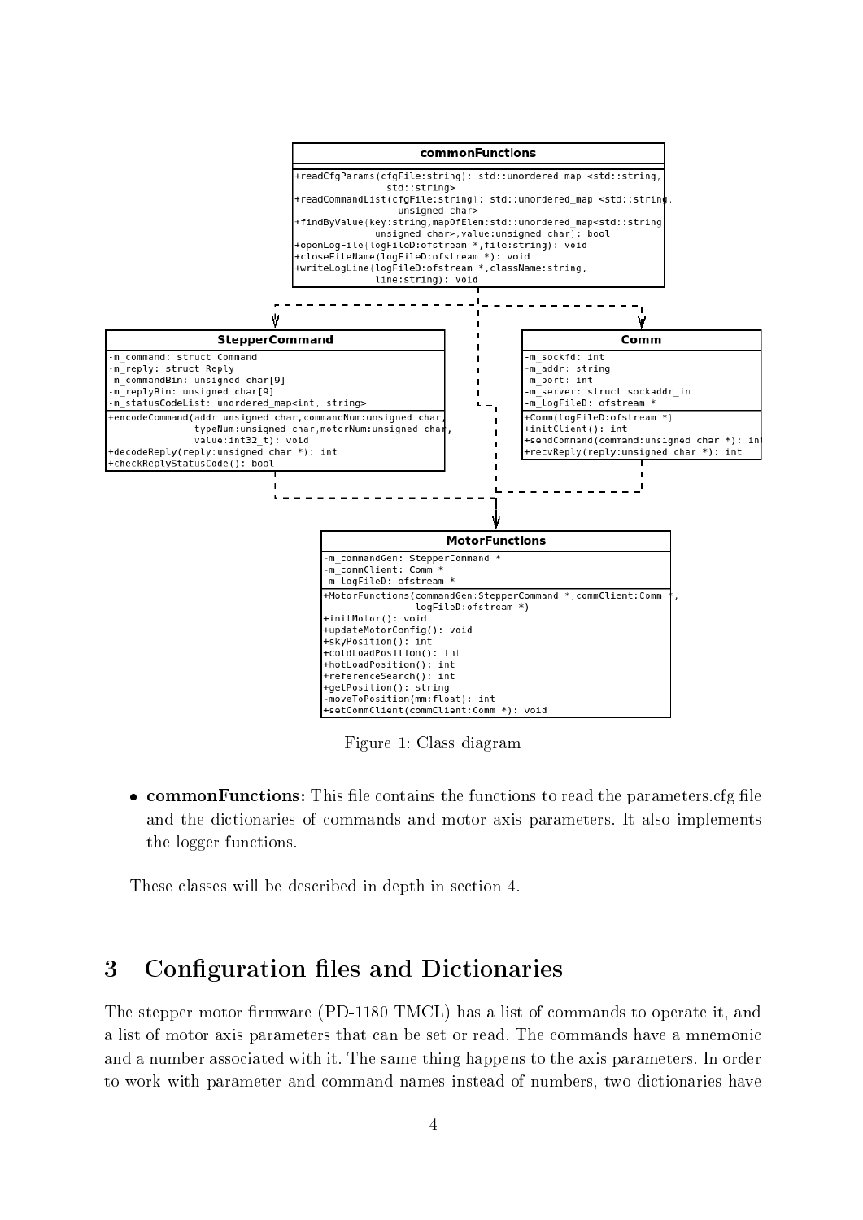```
commonFunctions
---
+readCfgParams(cfgFile:string): std::unordered_map <std::string,
                std::string>
+readCommandList(cfgFile:string): std::unordered_map <std::string,
                unsigned char>
+findByValue(key:string,mapOfElem:std::unordered_map<std::string,
                unsigned char>,value:unsigned char): bool
+openLogFile(logFileD:ofstream *,file:string): void
+closeFileName(logFileD:ofstream *): void
+writeLogLine(logFileD:ofstream *,className:string,
                line:string): void
```

```
StepperCommand
---
-m_command: struct Command
-m_reply: struct Reply
-m_commandBin: unsigned char[9]
-m_replyBin: unsigned char[9]
-m_statusCodeList: unordered_map<int, string>
---
+encodeCommand(addr:unsigned char,commandNum:unsigned char,
                typeNum:unsigned char,motorNum:unsigned char,
                value:int32_t): void
+decodeReply(reply:unsigned char *): int
+checkReplyStatusCode(): bool
```

```
Comm
---
-m_sockfd: int
-m_addr: string
-m_port: int
-m_server: struct sockaddr_in
-m_logFileD: ofstream *
---
+Comm(logFileD:ofstream *)
+initClient(): int
+sendCommand(command:unsigned char *): int
+recvReply(reply:unsigned char *): int
```

```
MotorFunctions
---
-m_commandGen: StepperCommand *
-m_commClient: Comm *
-m_logFileD: ofstream *
---
+MotorFunctions(commandGen:StepperCommand *,commClient:Comm *,
                logFileD:ofstream *)
+initMotor(): void
+updateMotorConfig(): void
+skyPosition(): int
+coldLoadPosition(): int
+hotLoadPosition(): int
+referenceSearch(): int
+getPosition(): string
-moveToPosition(mm:float): int
+setCommClient(commClient:Comm *): void
```

Figure 1: Class diagram

- **commonFunctions:** This file contains the functions to read the parameters.cfg file and the dictionaries of commands and motor axis parameters. It also implements the logger functions.

These classes will be described in depth in section 4.

## 3 Configuration files and Dictionaries

The stepper motor firmware (PD-1180 TMCL) has a list of commands to operate it, and a list of motor axis parameters that can be set or read. The commands have a mnemonic and a number associated with it. The same thing happens to the axis parameters. In order to work with parameter and command names instead of numbers, two dictionaries have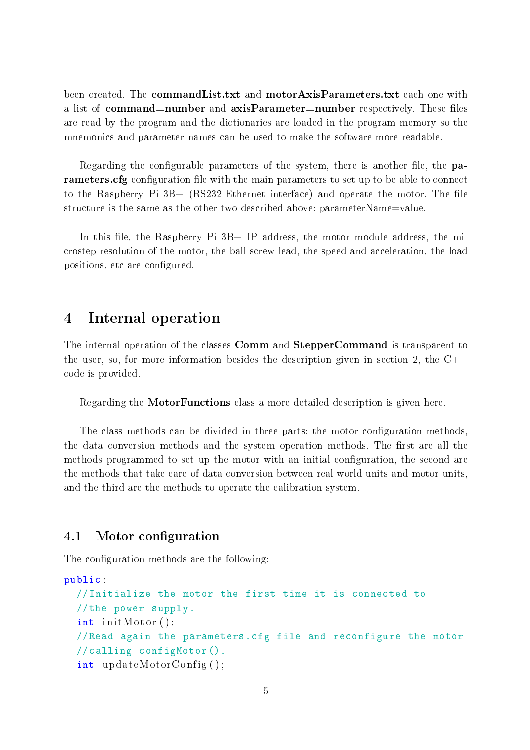been created. The **commandList.txt** and **motorAxisParameters.txt** each one with a list of **command=number** and **axisParameter=number** respectively. These files are read by the program and the dictionaries are loaded in the program memory so the mnemonics and parameter names can be used to make the software more readable.

Regarding the configurable parameters of the system, there is another file, the **parameters.cfg** configuration file with the main parameters to set up to be able to connect to the Raspberry Pi 3B+ (RS232-Ethernet interface) and operate the motor. The file structure is the same as the other two described above: parameterName=value.

In this file, the Raspberry Pi 3B+ IP address, the motor module address, the microstep resolution of the motor, the ball screw lead, the speed and acceleration, the load positions, etc are configured.

# 4 Internal operation

The internal operation of the classes **Comm** and **StepperCommand** is transparent to the user, so, for more information besides the description given in section 2, the C++ code is provided.

Regarding the **MotorFunctions** class a more detailed description is given here.

The class methods can be divided in three parts: the motor configuration methods, the data conversion methods and the system operation methods. The first are all the methods programmed to set up the motor with an initial configuration, the second are the methods that take care of data conversion between real world units and motor units, and the third are the methods to operate the calibration system.

## 4.1 Motor configuration

The configuration methods are the following:

```
public:
  //Initialize the motor the first time it is connected to
  //the power supply.
  int initMotor();
  //Read again the parameters.cfg file and reconfigure the motor
  //calling configMotor().
  int updateMotorConfig();
```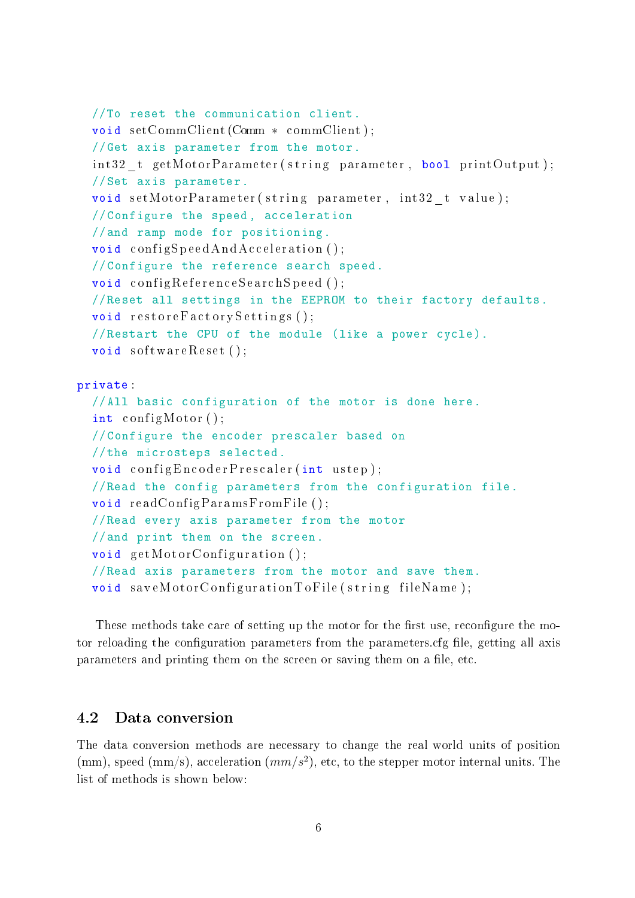```
  //To reset the communication client.
  void setCommClient(Comm * commClient);
  //Get axis parameter from the motor.
  int32_t getMotorParameter(string parameter, bool printOutput);
  //Set axis parameter.
  void setMotorParameter(string parameter, int32_t value);
  //Configure the speed, acceleration
  //and ramp mode for positioning.
  void configSpeedAndAcceleration();
  //Configure the reference search speed.
  void configReferenceSearchSpeed();
  //Reset all settings in the EEPROM to their factory defaults.
  void restoreFactorySettings();
  //Restart the CPU of the module (like a power cycle).
  void softwareReset();

private:
  //All basic configuration of the motor is done here.
  int configMotor();
  //Configure the encoder prescaler based on
  //the microsteps selected.
  void configEncoderPrescaler(int ustep);
  //Read the config parameters from the configuration file.
  void readConfigParamsFromFile();
  //Read every axis parameter from the motor
  //and print them on the screen.
  void getMotorConfiguration();
  //Read axis parameters from the motor and save them.
  void saveMotorConfigurationToFile(string fileName);
```

These methods take care of setting up the motor for the first use, reconfigure the motor reloading the configuration parameters from the parameters.cfg file, getting all axis parameters and printing them on the screen or saving them on a file, etc.

## 4.2 Data conversion

The data conversion methods are necessary to change the real world units of position (mm), speed (mm/s), acceleration ($mm/s^2$), etc, to the stepper motor internal units. The list of methods is shown below: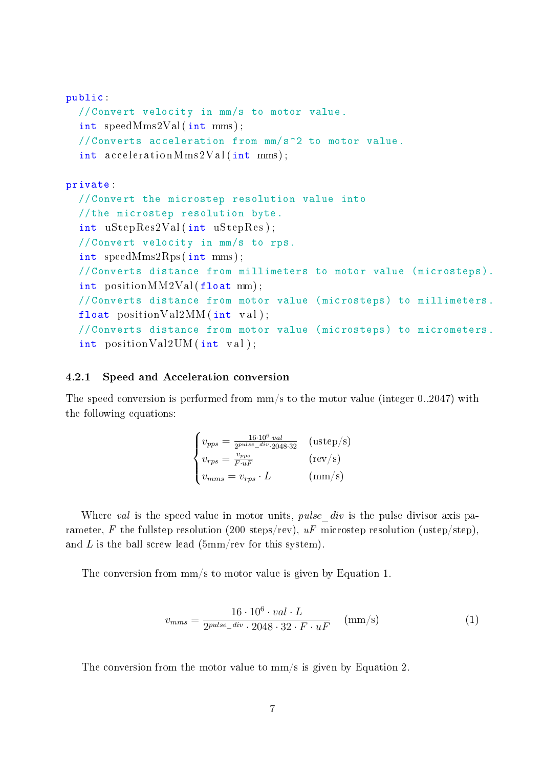```
public:
  //Convert velocity in mm/s to motor value.
  int speedMms2Val(int mms);
  //Converts acceleration from mm/s^2 to motor value.
  int accelerationMms2Val(int mms);

private:
  //Convert the microstep resolution value into
  //the microstep resolution byte.
  int uStepRes2Val(int uStepRes);
  //Convert velocity in mm/s to rps.
  int speedMms2Rps(int mms);
  //Converts distance from millimeters to motor value (microsteps).
  int positionMM2Val(float mm);
  //Converts distance from motor value (microsteps) to millimeters.
  float positionVal2MM(int val);
  //Converts distance from motor value (microsteps) to micrometers.
  int positionVal2UM(int val);
```

### 4.2.1 Speed and Acceleration conversion

The speed conversion is performed from mm/s to the motor value (integer 0..2047) with the following equations:

$$\begin{cases} v_{pps} = \frac{16 \cdot 10^6 \cdot val}{2^{pulse\_div} \cdot 2048 \cdot 32} & \text{(ustep/s)} \\ v_{rps} = \frac{v_{pps}}{F \cdot uF} & \text{(rev/s)} \\ v_{mms} = v_{rps} \cdot L & \text{(mm/s)} \end{cases}$$

Where *val* is the speed value in motor units, *pulse_div* is the pulse divisor axis parameter, $F$ the fullstep resolution (200 steps/rev), $uF$ microstep resolution (ustep/step), and $L$ is the ball screw lead (5mm/rev for this system).

The conversion from mm/s to motor value is given by Equation 1.

$$v_{mms} = \frac{16 \cdot 10^6 \cdot val \cdot L}{2^{pulse\_div} \cdot 2048 \cdot 32 \cdot F \cdot uF} \quad \text{(mm/s)} \tag{1}$$

The conversion from the motor value to mm/s is given by Equation 2.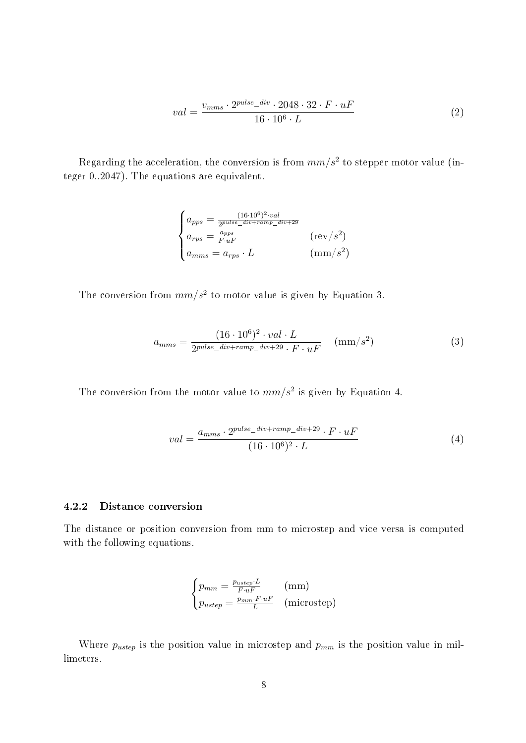$$val = \frac{v_{mms} \cdot 2^{pulse\_div} \cdot 2048 \cdot 32 \cdot F \cdot uF}{16 \cdot 10^6 \cdot L} \tag{2}$$

Regarding the acceleration, the conversion is from $mm/s^2$ to stepper motor value (integer 0..2047). The equations are equivalent.

$$\begin{cases} a_{pps} = \frac{(16 \cdot 10^6)^2 \cdot val}{2^{pulse\_div + ramp\_div + 29}} \\ a_{rps} = \frac{a_{pps}}{F \cdot uF} & (\text{rev}/s^2) \\ a_{mms} = a_{rps} \cdot L & (\text{mm}/s^2) \end{cases}$$

The conversion from $mm/s^2$ to motor value is given by Equation 3.

$$a_{mms} = \frac{(16 \cdot 10^6)^2 \cdot val \cdot L}{2^{pulse\_div + ramp\_div + 29} \cdot F \cdot uF} \quad (\text{mm}/s^2) \tag{3}$$

The conversion from the motor value to $mm/s^2$ is given by Equation 4.

$$val = \frac{a_{mms} \cdot 2^{pulse\_div + ramp\_div + 29} \cdot F \cdot uF}{(16 \cdot 10^6)^2 \cdot L} \tag{4}$$

### 4.2.2 Distance conversion

The distance or position conversion from mm to microstep and vice versa is computed with the following equations.

$$\begin{cases} p_{mm} = \frac{p_{ustep} \cdot L}{F \cdot uF} & (\text{mm}) \\ p_{ustep} = \frac{p_{mm} \cdot F \cdot uF}{L} & (\text{microstep}) \end{cases}$$

Where $p_{ustep}$ is the position value in microstep and $p_{mm}$ is the position value in millimeters.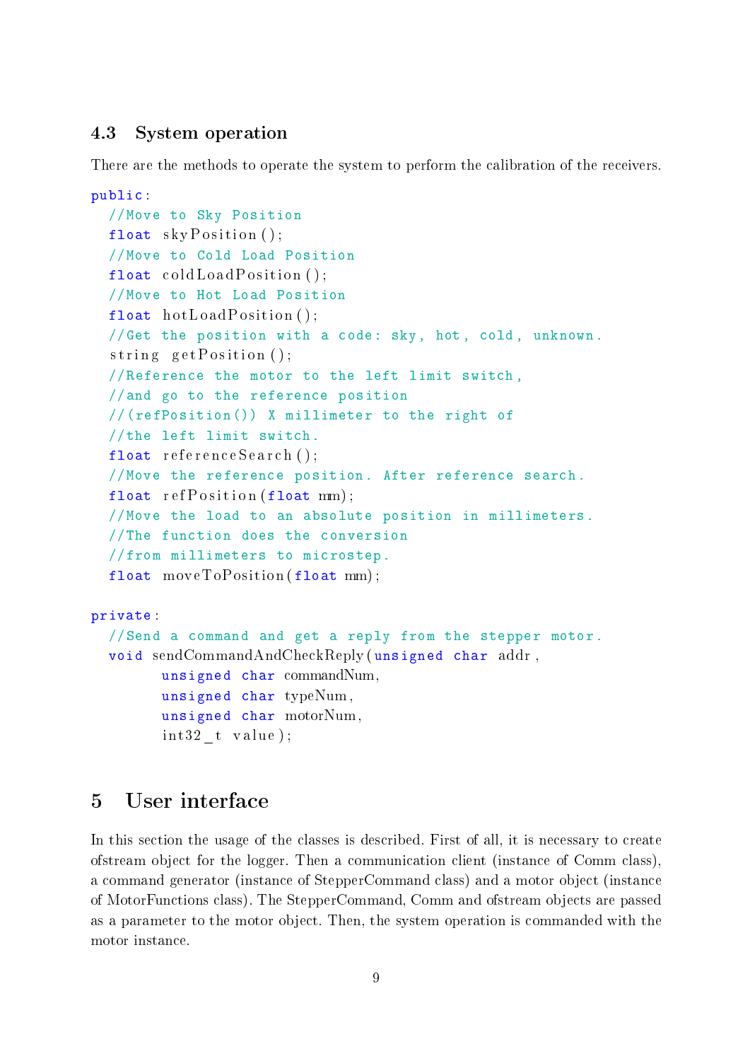### 4.3 System operation

There are the methods to operate the system to perform the calibration of the receivers.

```
public:
  //Move to Sky Position
  float skyPosition();
  //Move to Cold Load Position
  float coldLoadPosition();
  //Move to Hot Load Position
  float hotLoadPosition();
  //Get the position with a code: sky, hot, cold, unknown.
  string getPosition();
  //Reference the motor to the left limit switch,
  //and go to the reference position
  //(refPosition()) X millimeter to the right of
  //the left limit switch.
  float referenceSearch();
  //Move the reference position. After reference search.
  float refPosition(float mm);
  //Move the load to an absolute position in millimeters.
  //The function does the conversion
  //from millimeters to microstep.
  float moveToPosition(float mm);

private:
  //Send a command and get a reply from the stepper motor.
  void sendCommandAndCheckReply(unsigned char addr,
        unsigned char commandNum,
        unsigned char typeNum,
        unsigned char motorNum,
        int32_t value);
```

## 5 User interface

In this section the usage of the classes is described. First of all, it is necessary to create ofstream object for the logger. Then a communication client (instance of Comm class), a command generator (instance of StepperCommand class) and a motor object (instance of MotorFunctions class). The StepperCommand, Comm and ofstream objects are passed as a parameter to the motor object. Then, the system operation is commanded with the motor instance.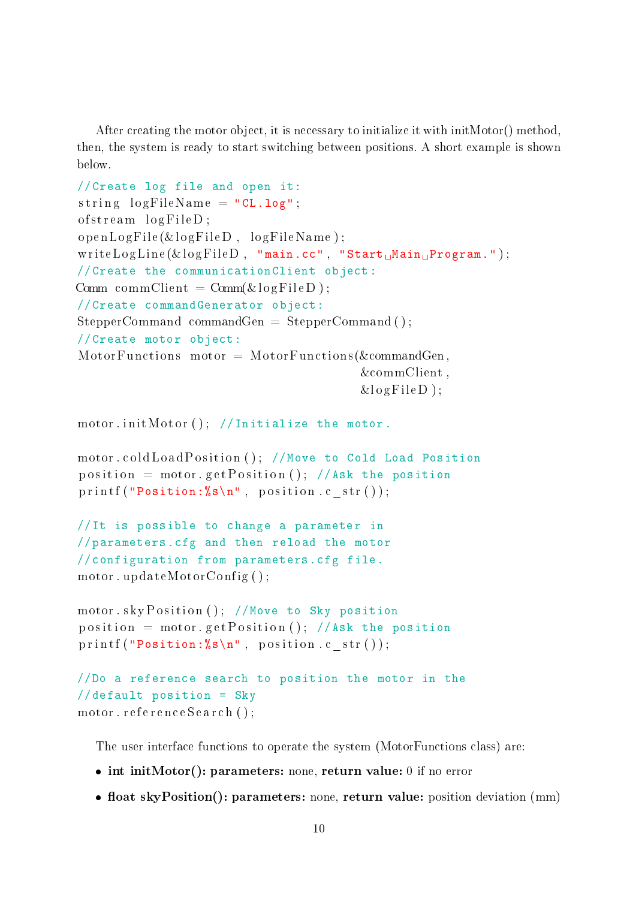After creating the motor object, it is necessary to initialize it with initMotor() method, then, the system is ready to start switching between positions. A short example is shown below.

```
//Create log file and open it:
string logFileName = "CL.log";
ofstream logFileD;
openLogFile(&logFileD, logFileName);
writeLogLine(&logFileD, "main.cc", "Start Main Program.");
//Create the communicationClient object:
Comm commClient = Comm(&logFileD);
//Create commandGenerator object:
StepperCommand commandGen = StepperCommand();
//Create motor object:
MotorFunctions motor = MotorFunctions(&commandGen,
                                      &commClient,
                                      &logFileD);

motor.initMotor(); //Initialize the motor.

motor.coldLoadPosition(); //Move to Cold Load Position
position = motor.getPosition(); //Ask the position
printf("Position:%s\n", position.c_str());

//It is possible to change a parameter in
//parameters.cfg and then reload the motor
//configuration from parameters.cfg file.
motor.updateMotorConfig();

motor.skyPosition(); //Move to Sky position
position = motor.getPosition(); //Ask the position
printf("Position:%s\n", position.c_str());

//Do a reference search to position the motor in the
//default position = Sky
motor.referenceSearch();
```

The user interface functions to operate the system (MotorFunctions class) are:

- **int initMotor(): parameters:** none, **return value:** 0 if no error
- **float skyPosition(): parameters:** none, **return value:** position deviation (mm)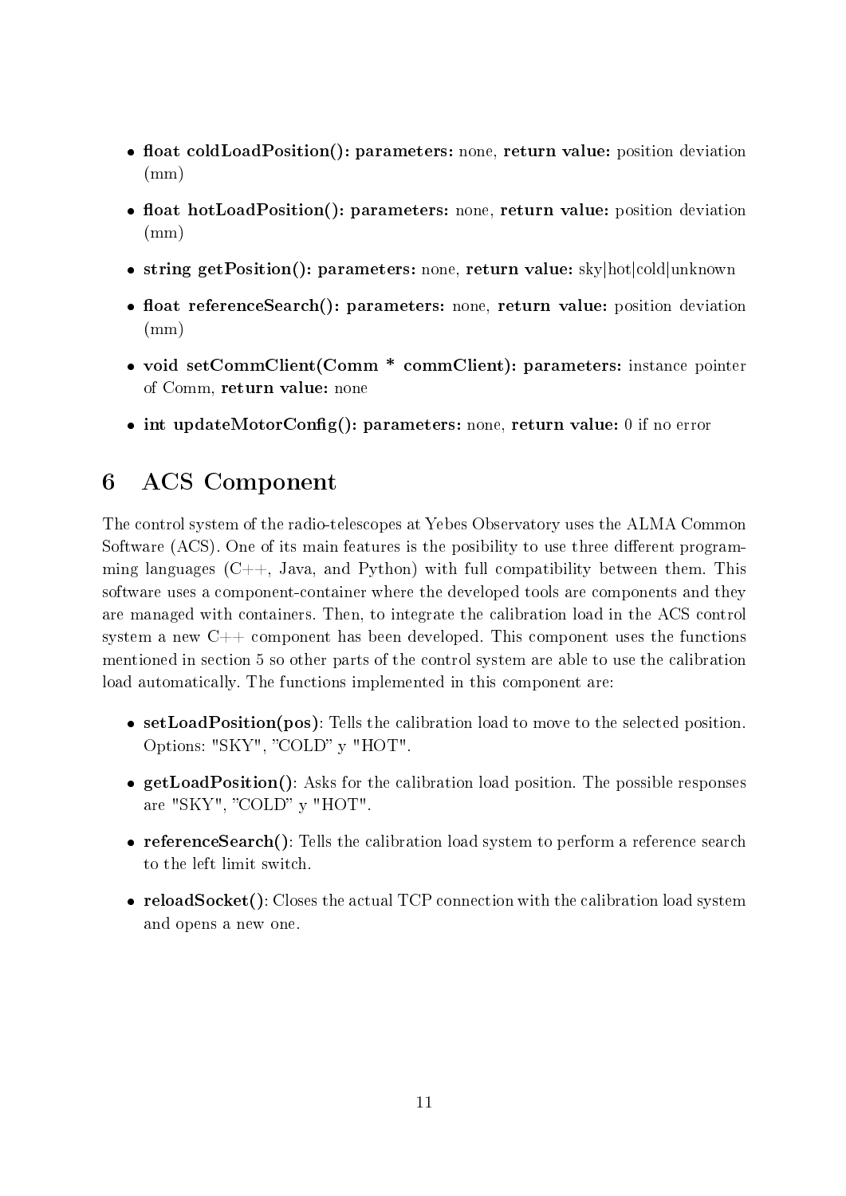- **float coldLoadPosition(): parameters:** none, **return value:** position deviation (mm)
- **float hotLoadPosition(): parameters:** none, **return value:** position deviation (mm)
- **string getPosition(): parameters:** none, **return value:** sky|hot|cold|unknown
- **float referenceSearch(): parameters:** none, **return value:** position deviation (mm)
- **void setCommClient(Comm * commClient): parameters:** instance pointer of Comm, **return value:** none
- **int updateMotorConfig(): parameters:** none, **return value:** 0 if no error

# 6 ACS Component

The control system of the radio-telescopes at Yebes Observatory uses the ALMA Common Software (ACS). One of its main features is the posibility to use three different programming languages (C++, Java, and Python) with full compatibility between them. This software uses a component-container where the developed tools are components and they are managed with containers. Then, to integrate the calibration load in the ACS control system a new C++ component has been developed. This component uses the functions mentioned in section 5 so other parts of the control system are able to use the calibration load automatically. The functions implemented in this component are:

- **setLoadPosition(pos)**: Tells the calibration load to move to the selected position. Options: "SKY", "COLD" y "HOT".
- **getLoadPosition()**: Asks for the calibration load position. The possible responses are "SKY", "COLD" y "HOT".
- **referenceSearch()**: Tells the calibration load system to perform a reference search to the left limit switch.
- **reloadSocket()**: Closes the actual TCP connection with the calibration load system and opens a new one.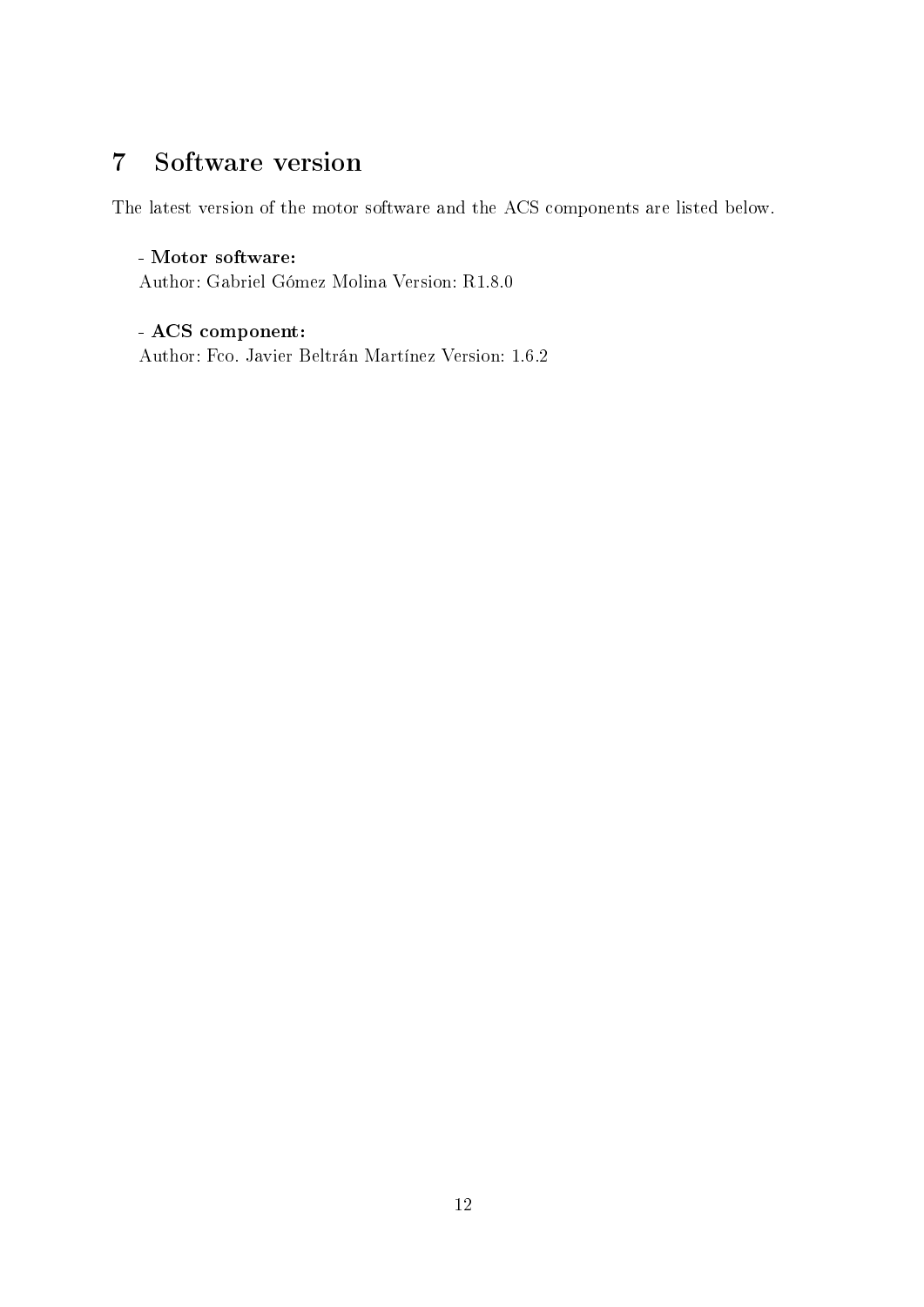# 7 Software version

The latest version of the motor software and the ACS components are listed below.

- **Motor software:**
  Author: Gabriel Gómez Molina Version: R1.8.0

- **ACS component:**
  Author: Fco. Javier Beltrán Martínez Version: 1.6.2